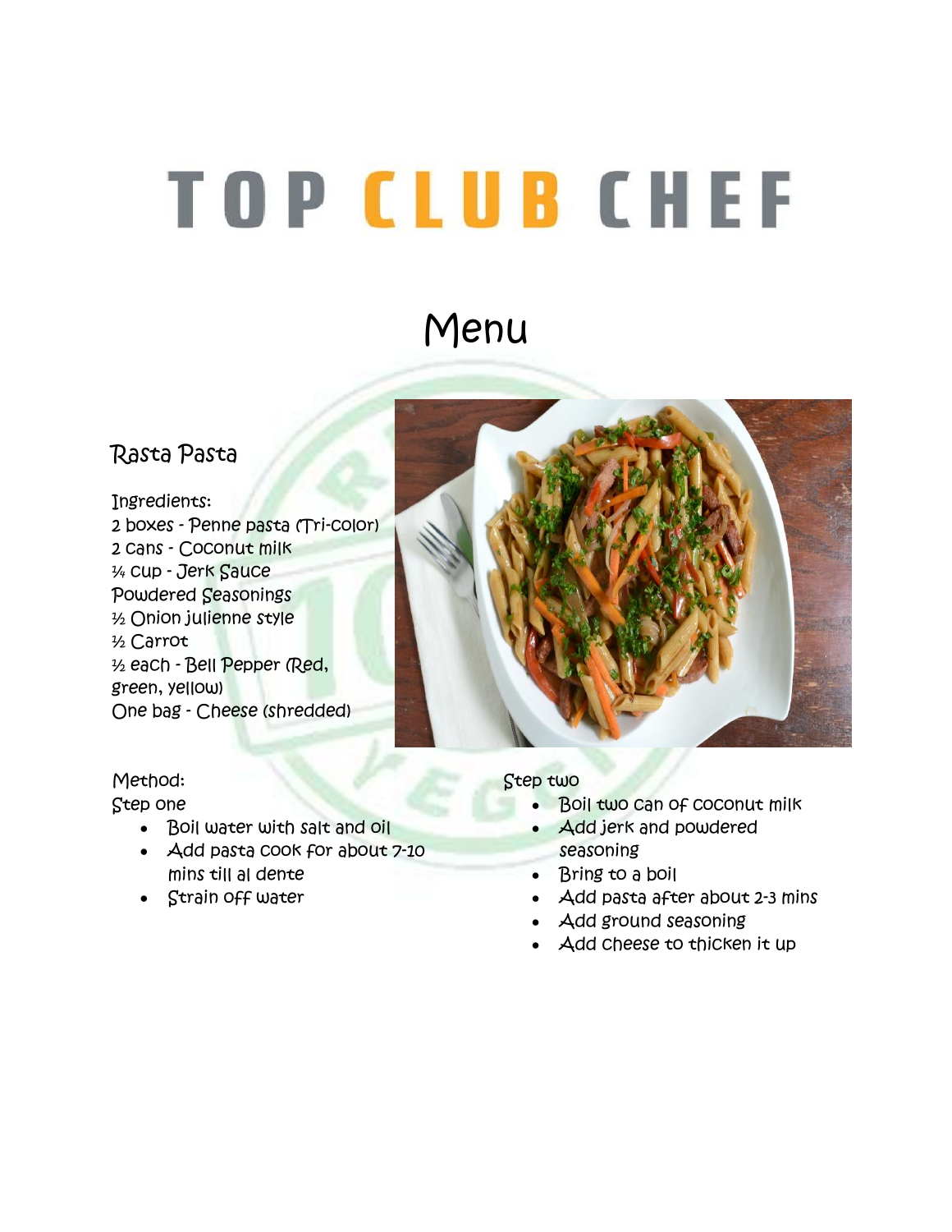# TOP CLUB CHEF

## Menu

### Rasta Pasta

Ingredients:
2 boxes - Penne pasta (Tri-color)
2 cans - Coconut milk
¼ cup - Jerk Sauce
Powdered Seasonings
½ Onion julienne style
½ Carrot
½ each - Bell Pepper (Red, green, yellow)
One bag - Cheese (shredded)

Method:

Step one

- Boil water with salt and oil
- Add pasta cook for about 7-10 mins till al dente
- Strain off water

Step two

- Boil two can of coconut milk
- Add jerk and powdered seasoning
- Bring to a boil
- Add pasta after about 2-3 mins
- Add ground seasoning
- Add cheese to thicken it up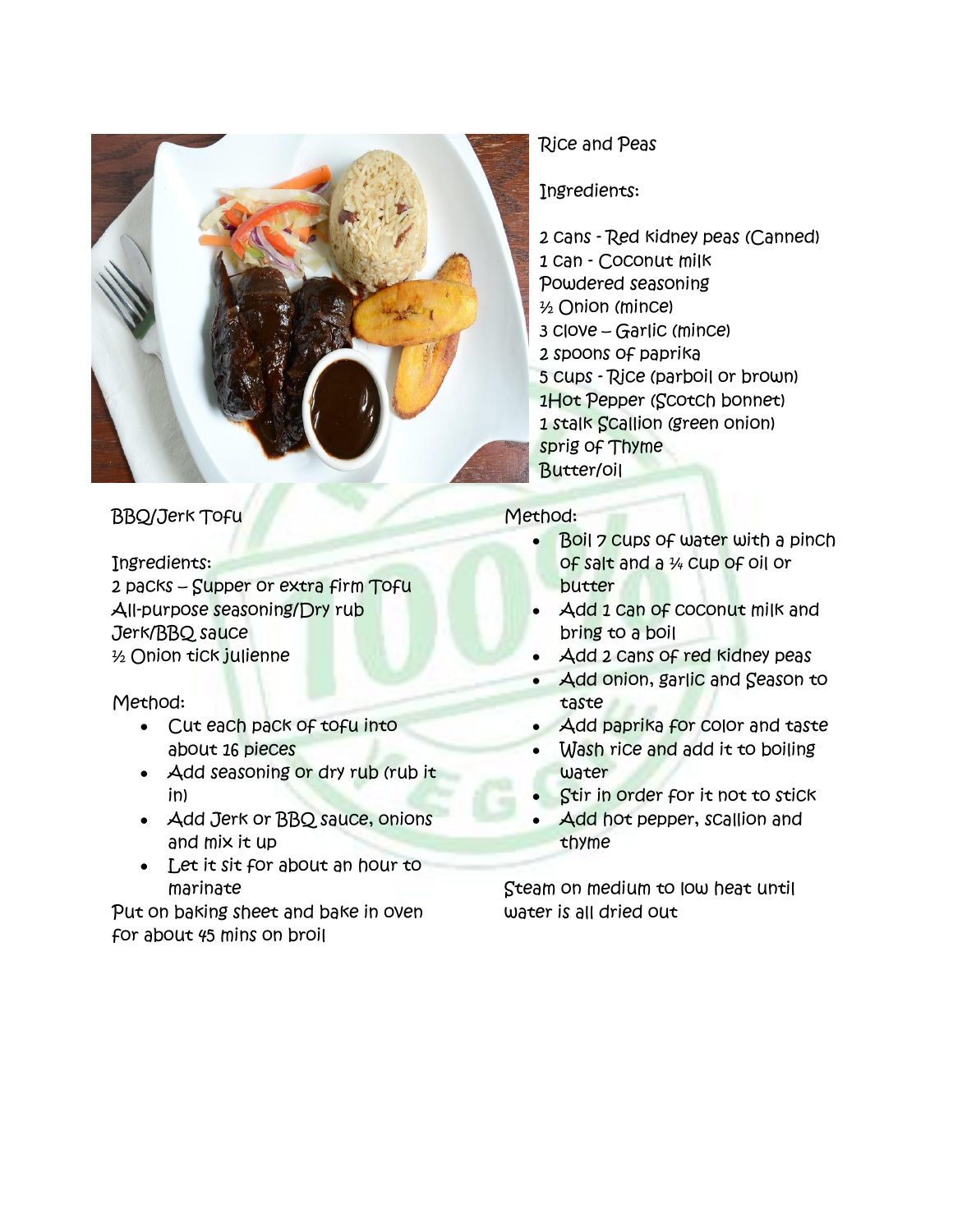## Rice and Peas

Ingredients:

2 cans - Red kidney peas (Canned)
1 can - Coconut milk
Powdered seasoning
½ Onion (mince)
3 clove – Garlic (mince)
2 spoons of paprika
5 cups - Rice (parboil or brown)
1Hot Pepper (Scotch bonnet)
1 stalk Scallion (green onion)
sprig of Thyme
Butter/oil

Method:

- Boil 7 cups of water with a pinch of salt and a ¼ cup of oil or butter
- Add 1 can of coconut milk and bring to a boil
- Add 2 cans of red kidney peas
- Add onion, garlic and Season to taste
- Add paprika for color and taste
- Wash rice and add it to boiling water
- Stir in order for it not to stick
- Add hot pepper, scallion and thyme

Steam on medium to low heat until water is all dried out

## BBQ/Jerk Tofu

Ingredients:
2 packs – Supper or extra firm Tofu
All-purpose seasoning/Dry rub
Jerk/BBQ sauce
½ Onion tick julienne

Method:

- Cut each pack of tofu into about 16 pieces
- Add seasoning or dry rub (rub it in)
- Add Jerk or BBQ sauce, onions and mix it up
- Let it sit for about an hour to marinate

Put on baking sheet and bake in oven for about 45 mins on broil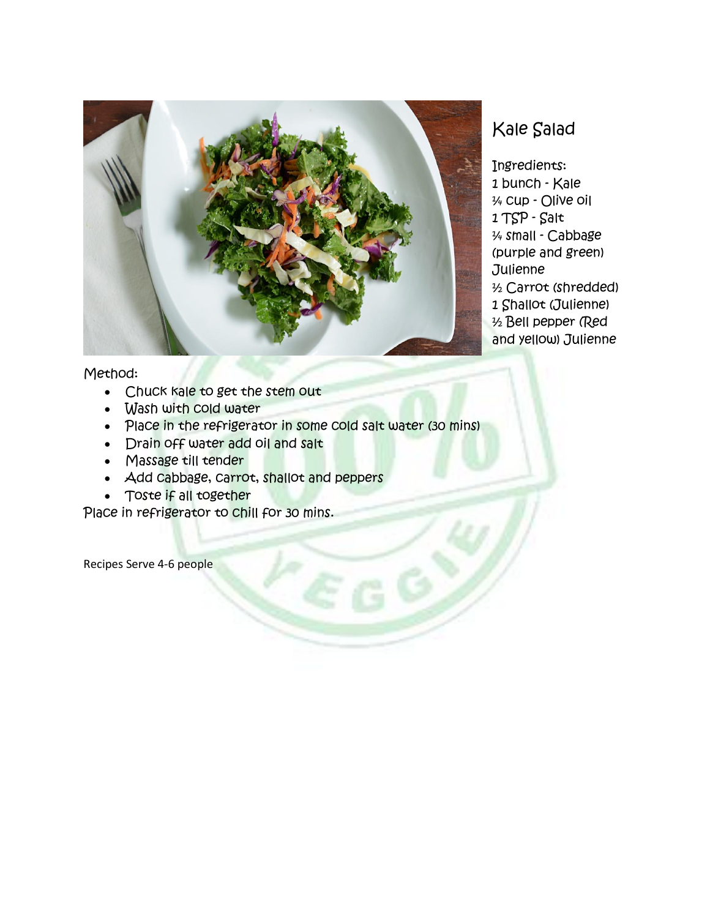# Kale Salad

Ingredients:
1 bunch - Kale
¼ cup - Olive oil
1 TSP - Salt
¼ small - Cabbage (purple and green) Julienne
½ Carrot (shredded)
1 Shallot (Julienne)
½ Bell pepper (Red and yellow) Julienne

Method:

- Chuck kale to get the stem out
- Wash with cold water
- Place in the refrigerator in some cold salt water (30 mins)
- Drain off water add oil and salt
- Massage till tender
- Add cabbage, carrot, shallot and peppers
- Toste if all together

Place in refrigerator to chill for 30 mins.

Recipes Serve 4-6 people